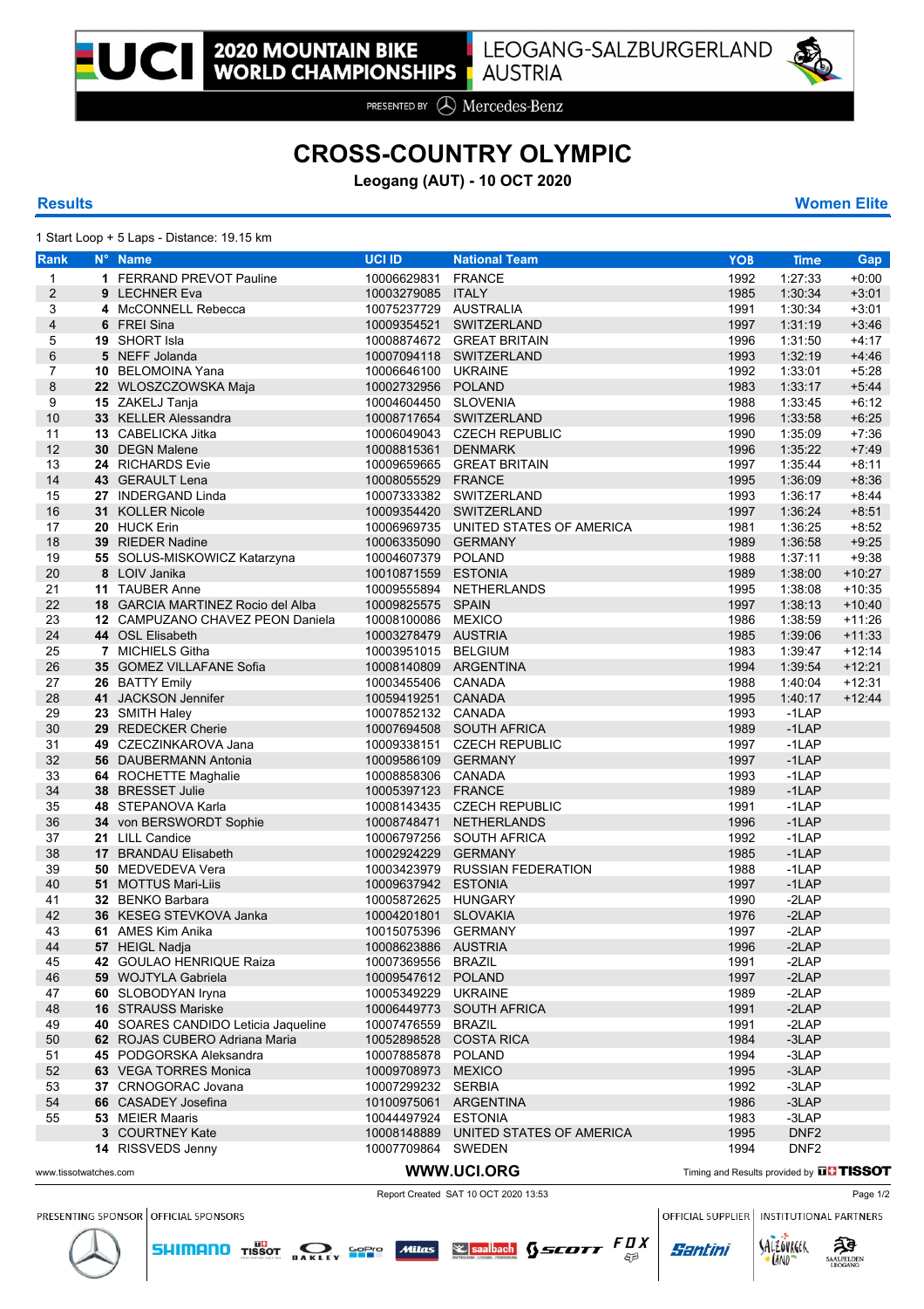# 2020 MOUNTAIN BIKE WORLD CHAMPIONSHIPS

LEOGANG-SALZBURGERLAND AUSTRIA

PRESENTED BY Mercedes-Benz

## CROSS-COUNTRY OLYMPIC

**Leogang (AUT) - 10 OCT 2020**

**Results** | **Women Elite**

1 Start Loop + 5 Laps - Distance: 19.15 km

| Rank | N° | Name | UCI ID | National Team | YOB | Time | Gap |
|---|---|---|---|---|---|---|---|
| 1 | 1 | FERRAND PREVOT Pauline | 10006629831 | FRANCE | 1992 | 1:27:33 | +0:00 |
| 2 | 9 | LECHNER Eva | 10003279085 | ITALY | 1985 | 1:30:34 | +3:01 |
| 3 | 4 | McCONNELL Rebecca | 10075237729 | AUSTRALIA | 1991 | 1:30:34 | +3:01 |
| 4 | 6 | FREI Sina | 10009354521 | SWITZERLAND | 1997 | 1:31:19 | +3:46 |
| 5 | 19 | SHORT Isla | 10008874672 | GREAT BRITAIN | 1996 | 1:31:50 | +4:17 |
| 6 | 5 | NEFF Jolanda | 10007094118 | SWITZERLAND | 1993 | 1:32:19 | +4:46 |
| 7 | 10 | BELOMOINA Yana | 10006646100 | UKRAINE | 1992 | 1:33:01 | +5:28 |
| 8 | 22 | WLOSZCZOWSKA Maja | 10002732956 | POLAND | 1983 | 1:33:17 | +5:44 |
| 9 | 15 | ZAKELJ Tanja | 10004604450 | SLOVENIA | 1988 | 1:33:45 | +6:12 |
| 10 | 33 | KELLER Alessandra | 10008717654 | SWITZERLAND | 1996 | 1:33:58 | +6:25 |
| 11 | 13 | CABELICKA Jitka | 10006049043 | CZECH REPUBLIC | 1990 | 1:35:09 | +7:36 |
| 12 | 30 | DEGN Malene | 10008815361 | DENMARK | 1996 | 1:35:22 | +7:49 |
| 13 | 24 | RICHARDS Evie | 10009659665 | GREAT BRITAIN | 1997 | 1:35:44 | +8:11 |
| 14 | 43 | GERAULT Lena | 10008055529 | FRANCE | 1995 | 1:36:09 | +8:36 |
| 15 | 27 | INDERGAND Linda | 10007333382 | SWITZERLAND | 1993 | 1:36:17 | +8:44 |
| 16 | 31 | KOLLER Nicole | 10009354420 | SWITZERLAND | 1997 | 1:36:24 | +8:51 |
| 17 | 20 | HUCK Erin | 10006969735 | UNITED STATES OF AMERICA | 1981 | 1:36:25 | +8:52 |
| 18 | 39 | RIEDER Nadine | 10006335090 | GERMANY | 1989 | 1:36:58 | +9:25 |
| 19 | 55 | SOLUS-MISKOWICZ Katarzyna | 10004607379 | POLAND | 1988 | 1:37:11 | +9:38 |
| 20 | 8 | LOIV Janika | 10010871559 | ESTONIA | 1989 | 1:38:00 | +10:27 |
| 21 | 11 | TAUBER Anne | 10009555894 | NETHERLANDS | 1995 | 1:38:08 | +10:35 |
| 22 | 18 | GARCIA MARTINEZ Rocio del Alba | 10009825575 | SPAIN | 1997 | 1:38:13 | +10:40 |
| 23 | 12 | CAMPUZANO CHAVEZ PEON Daniela | 10008100086 | MEXICO | 1986 | 1:38:59 | +11:26 |
| 24 | 44 | OSL Elisabeth | 10003278479 | AUSTRIA | 1985 | 1:39:06 | +11:33 |
| 25 | 7 | MICHIELS Githa | 10003951015 | BELGIUM | 1983 | 1:39:47 | +12:14 |
| 26 | 35 | GOMEZ VILLAFANE Sofia | 10008140809 | ARGENTINA | 1994 | 1:39:54 | +12:21 |
| 27 | 26 | BATTY Emily | 10003455406 | CANADA | 1988 | 1:40:04 | +12:31 |
| 28 | 41 | JACKSON Jennifer | 10059419251 | CANADA | 1995 | 1:40:17 | +12:44 |
| 29 | 23 | SMITH Haley | 10007852132 | CANADA | 1993 | -1LAP | |
| 30 | 29 | REDECKER Cherie | 10007694508 | SOUTH AFRICA | 1989 | -1LAP | |
| 31 | 49 | CZECZINKAROVA Jana | 10009338151 | CZECH REPUBLIC | 1997 | -1LAP | |
| 32 | 56 | DAUBERMANN Antonia | 10009586109 | GERMANY | 1997 | -1LAP | |
| 33 | 64 | ROCHETTE Maghalie | 10008858306 | CANADA | 1993 | -1LAP | |
| 34 | 38 | BRESSET Julie | 10005397123 | FRANCE | 1989 | -1LAP | |
| 35 | 48 | STEPANOVA Karla | 10008143435 | CZECH REPUBLIC | 1991 | -1LAP | |
| 36 | 34 | von BERSWORDT Sophie | 10008748471 | NETHERLANDS | 1996 | -1LAP | |
| 37 | 21 | LILL Candice | 10006797256 | SOUTH AFRICA | 1992 | -1LAP | |
| 38 | 17 | BRANDAU Elisabeth | 10002924229 | GERMANY | 1985 | -1LAP | |
| 39 | 50 | MEDVEDEVA Vera | 10003423979 | RUSSIAN FEDERATION | 1988 | -1LAP | |
| 40 | 51 | MOTTUS Mari-Liis | 10009637942 | ESTONIA | 1997 | -1LAP | |
| 41 | 32 | BENKO Barbara | 10005872625 | HUNGARY | 1990 | -2LAP | |
| 42 | 36 | KESEG STEVKOVA Janka | 10004201801 | SLOVAKIA | 1976 | -2LAP | |
| 43 | 61 | AMES Kim Anika | 10015075396 | GERMANY | 1997 | -2LAP | |
| 44 | 57 | HEIGL Nadja | 10008623886 | AUSTRIA | 1996 | -2LAP | |
| 45 | 42 | GOULAO HENRIQUE Raiza | 10007369556 | BRAZIL | 1991 | -2LAP | |
| 46 | 59 | WOJTYLA Gabriela | 10009547612 | POLAND | 1997 | -2LAP | |
| 47 | 60 | SLOBODYAN Iryna | 10005349229 | UKRAINE | 1989 | -2LAP | |
| 48 | 16 | STRAUSS Mariske | 10006449773 | SOUTH AFRICA | 1991 | -2LAP | |
| 49 | 40 | SOARES CANDIDO Leticia Jaqueline | 10007476559 | BRAZIL | 1991 | -2LAP | |
| 50 | 62 | ROJAS CUBERO Adriana Maria | 10052898528 | COSTA RICA | 1984 | -3LAP | |
| 51 | 45 | PODGORSKA Aleksandra | 10007885878 | POLAND | 1994 | -3LAP | |
| 52 | 63 | VEGA TORRES Monica | 10009708973 | MEXICO | 1995 | -3LAP | |
| 53 | 37 | CRNOGORAC Jovana | 10007299232 | SERBIA | 1992 | -3LAP | |
| 54 | 66 | CASADEY Josefina | 10100975061 | ARGENTINA | 1986 | -3LAP | |
| 55 | 53 | MEIER Maaris | 10044497924 | ESTONIA | 1983 | -3LAP | |
| | 3 | COURTNEY Kate | 10008148889 | UNITED STATES OF AMERICA | 1995 | DNF2 | |
| | 14 | RISSVEDS Jenny | 10007709864 | SWEDEN | 1994 | DNF2 | |

www.tissotwatches.com | WWW.UCI.ORG | Timing and Results provided by TISSOT

Report Created SAT 10 OCT 2020 13:53

PRESENTING SPONSOR | OFFICIAL SPONSORS | OFFICIAL SUPPLIER | INSTITUTIONAL PARTNERS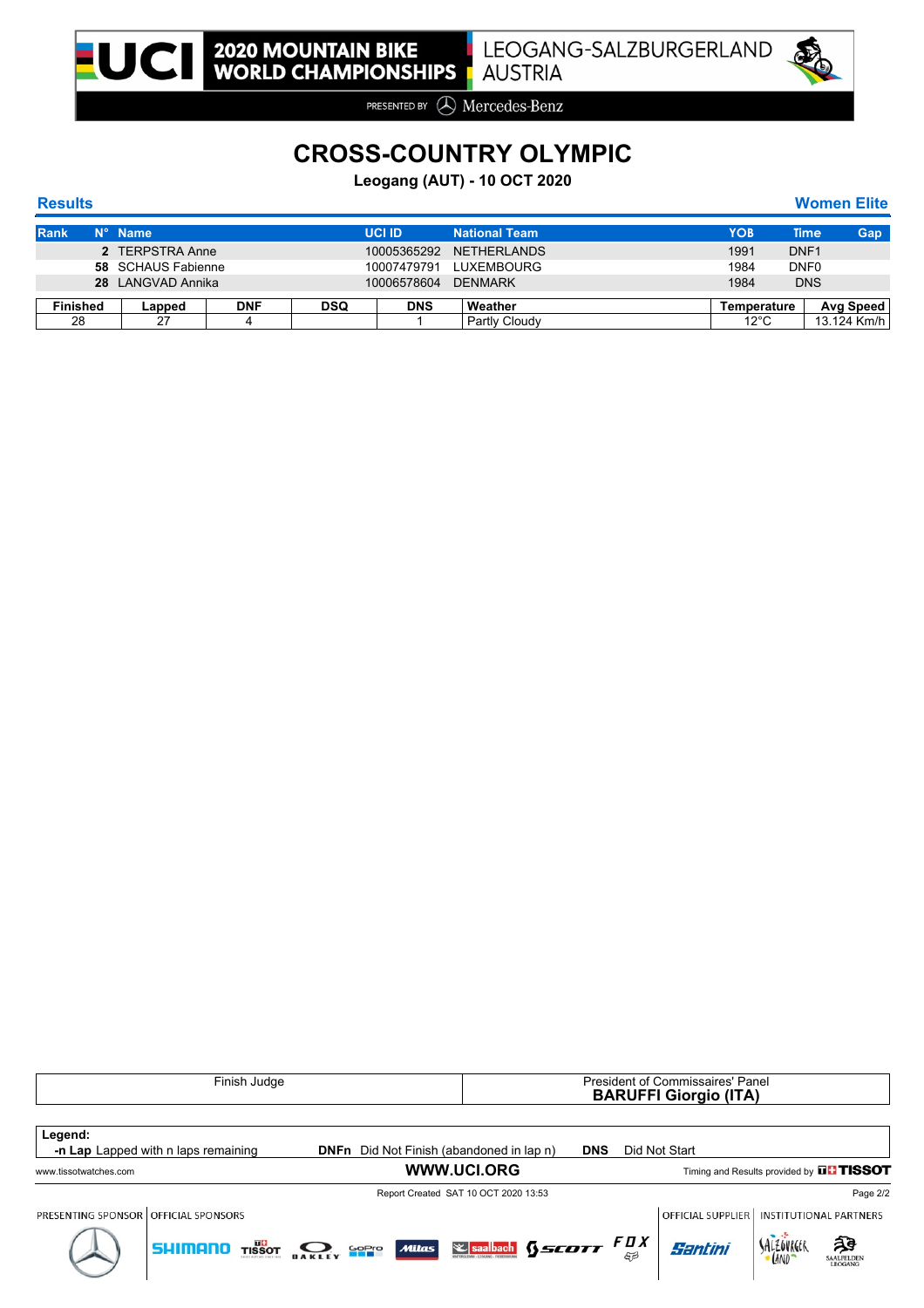# 2020 MOUNTAIN BIKE WORLD CHAMPIONSHIPS

LEOGANG-SALZBURGERLAND AUSTRIA

PRESENTED BY Mercedes-Benz

# CROSS-COUNTRY OLYMPIC

**Leogang (AUT) - 10 OCT 2020**

**Results** **Women Elite**

| Rank | N° | Name | UCI ID | National Team | YOB | Time | Gap |
|---|---|---|---|---|---|---|---|
| | **2** | TERPSTRA Anne | 10005365292 | NETHERLANDS | 1991 | DNF1 | |
| | **58** | SCHAUS Fabienne | 10007479791 | LUXEMBOURG | 1984 | DNF0 | |
| | **28** | LANGVAD Annika | 10006578604 | DENMARK | 1984 | DNS | |

| Finished | Lapped | DNF | DSQ | DNS | Weather | Temperature | Avg Speed |
|---|---|---|---|---|---|---|---|
| 28 | 27 | 4 | | 1 | Partly Cloudy | 12°C | 13.124 Km/h |

| Finish Judge | President of Commissaires' Panel |
|---|---|
| | **BARUFFI Giorgio (ITA)** |

**Legend:**
**-n Lap** Lapped with n laps remaining **DNFn** Did Not Finish (abandoned in lap n) **DNS** Did Not Start

www.tissotwatches.com WWW.UCI.ORG Timing and Results provided by TISSOT

Report Created SAT 10 OCT 2020 13:53

PRESENTING SPONSOR | OFFICIAL SPONSORS | OFFICIAL SUPPLIER | INSTITUTIONAL PARTNERS